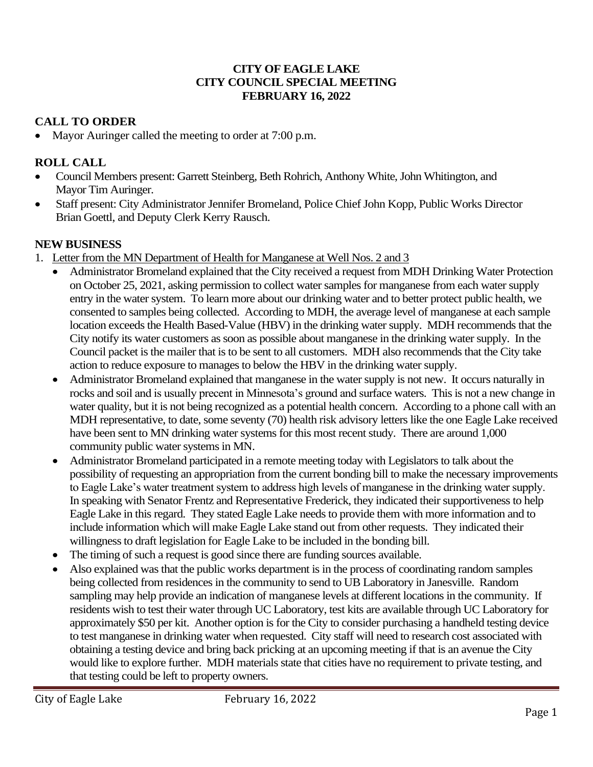**CITY OF EAGLE LAKE**
**CITY COUNCIL SPECIAL MEETING**
**FEBRUARY 16, 2022**

## CALL TO ORDER

- Mayor Auringer called the meeting to order at 7:00 p.m.

## ROLL CALL

- Council Members present: Garrett Steinberg, Beth Rohrich, Anthony White, John Whitington, and Mayor Tim Auringer.
- Staff present: City Administrator Jennifer Bromeland, Police Chief John Kopp, Public Works Director Brian Goettl, and Deputy Clerk Kerry Rausch.

## NEW BUSINESS

1. Letter from the MN Department of Health for Manganese at Well Nos. 2 and 3
   - Administrator Bromeland explained that the City received a request from MDH Drinking Water Protection on October 25, 2021, asking permission to collect water samples for manganese from each water supply entry in the water system. To learn more about our drinking water and to better protect public health, we consented to samples being collected. According to MDH, the average level of manganese at each sample location exceeds the Health Based-Value (HBV) in the drinking water supply. MDH recommends that the City notify its water customers as soon as possible about manganese in the drinking water supply. In the Council packet is the mailer that is to be sent to all customers. MDH also recommends that the City take action to reduce exposure to manages to below the HBV in the drinking water supply.
   - Administrator Bromeland explained that manganese in the water supply is not new. It occurs naturally in rocks and soil and is usually precent in Minnesota's ground and surface waters. This is not a new change in water quality, but it is not being recognized as a potential health concern. According to a phone call with an MDH representative, to date, some seventy (70) health risk advisory letters like the one Eagle Lake received have been sent to MN drinking water systems for this most recent study. There are around 1,000 community public water systems in MN.
   - Administrator Bromeland participated in a remote meeting today with Legislators to talk about the possibility of requesting an appropriation from the current bonding bill to make the necessary improvements to Eagle Lake's water treatment system to address high levels of manganese in the drinking water supply. In speaking with Senator Frentz and Representative Frederick, they indicated their supportiveness to help Eagle Lake in this regard. They stated Eagle Lake needs to provide them with more information and to include information which will make Eagle Lake stand out from other requests. They indicated their willingness to draft legislation for Eagle Lake to be included in the bonding bill.
   - The timing of such a request is good since there are funding sources available.
   - Also explained was that the public works department is in the process of coordinating random samples being collected from residences in the community to send to UB Laboratory in Janesville. Random sampling may help provide an indication of manganese levels at different locations in the community. If residents wish to test their water through UC Laboratory, test kits are available through UC Laboratory for approximately $50 per kit. Another option is for the City to consider purchasing a handheld testing device to test manganese in drinking water when requested. City staff will need to research cost associated with obtaining a testing device and bring back pricking at an upcoming meeting if that is an avenue the City would like to explore further. MDH materials state that cities have no requirement to private testing, and that testing could be left to property owners.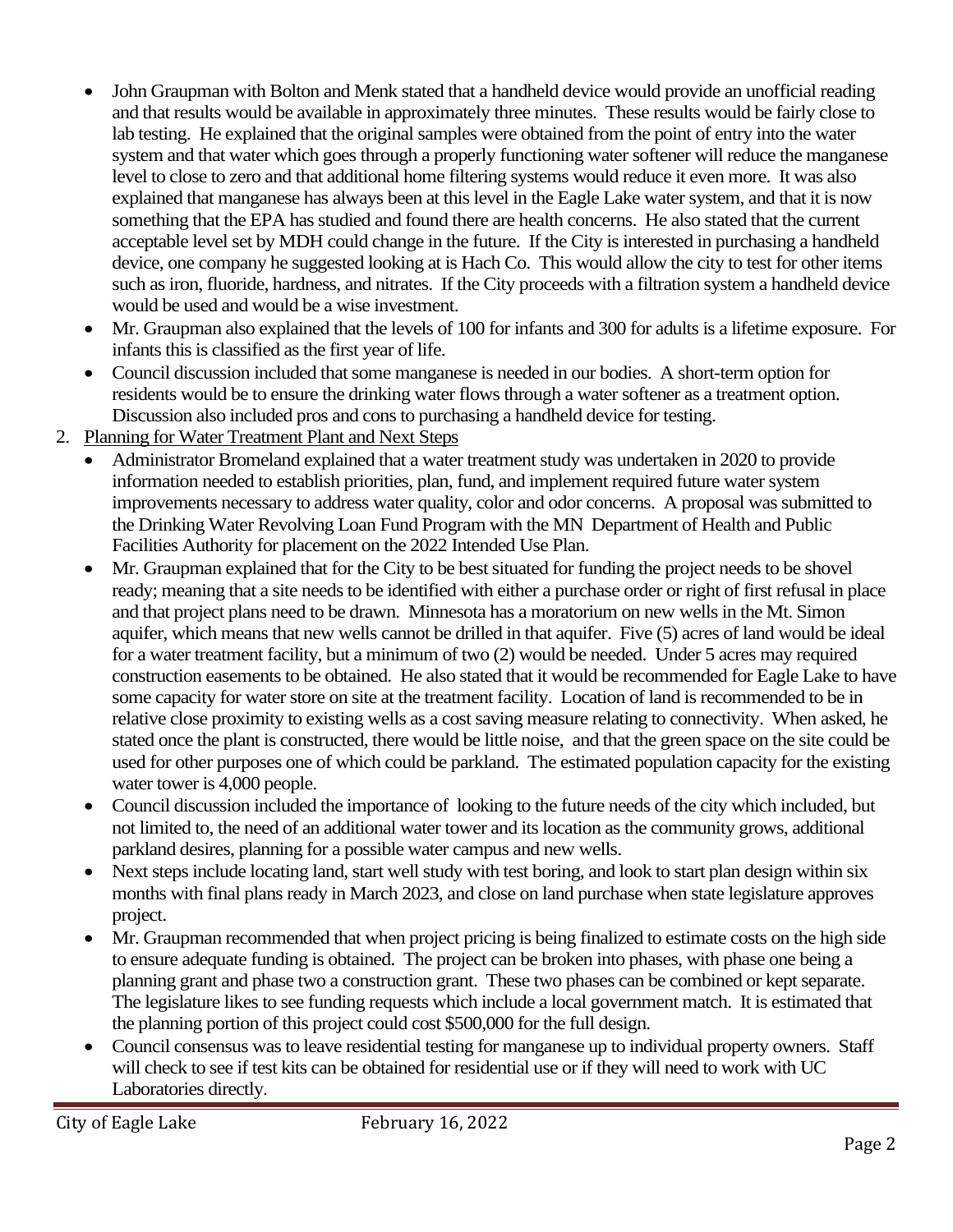- John Graupman with Bolton and Menk stated that a handheld device would provide an unofficial reading and that results would be available in approximately three minutes. These results would be fairly close to lab testing. He explained that the original samples were obtained from the point of entry into the water system and that water which goes through a properly functioning water softener will reduce the manganese level to close to zero and that additional home filtering systems would reduce it even more. It was also explained that manganese has always been at this level in the Eagle Lake water system, and that it is now something that the EPA has studied and found there are health concerns. He also stated that the current acceptable level set by MDH could change in the future. If the City is interested in purchasing a handheld device, one company he suggested looking at is Hach Co. This would allow the city to test for other items such as iron, fluoride, hardness, and nitrates. If the City proceeds with a filtration system a handheld device would be used and would be a wise investment.
- Mr. Graupman also explained that the levels of 100 for infants and 300 for adults is a lifetime exposure. For infants this is classified as the first year of life.
- Council discussion included that some manganese is needed in our bodies. A short-term option for residents would be to ensure the drinking water flows through a water softener as a treatment option. Discussion also included pros and cons to purchasing a handheld device for testing.

2. Planning for Water Treatment Plant and Next Steps
   - Administrator Bromeland explained that a water treatment study was undertaken in 2020 to provide information needed to establish priorities, plan, fund, and implement required future water system improvements necessary to address water quality, color and odor concerns. A proposal was submitted to the Drinking Water Revolving Loan Fund Program with the MN Department of Health and Public Facilities Authority for placement on the 2022 Intended Use Plan.
   - Mr. Graupman explained that for the City to be best situated for funding the project needs to be shovel ready; meaning that a site needs to be identified with either a purchase order or right of first refusal in place and that project plans need to be drawn. Minnesota has a moratorium on new wells in the Mt. Simon aquifer, which means that new wells cannot be drilled in that aquifer. Five (5) acres of land would be ideal for a water treatment facility, but a minimum of two (2) would be needed. Under 5 acres may required construction easements to be obtained. He also stated that it would be recommended for Eagle Lake to have some capacity for water store on site at the treatment facility. Location of land is recommended to be in relative close proximity to existing wells as a cost saving measure relating to connectivity. When asked, he stated once the plant is constructed, there would be little noise, and that the green space on the site could be used for other purposes one of which could be parkland. The estimated population capacity for the existing water tower is 4,000 people.
   - Council discussion included the importance of looking to the future needs of the city which included, but not limited to, the need of an additional water tower and its location as the community grows, additional parkland desires, planning for a possible water campus and new wells.
   - Next steps include locating land, start well study with test boring, and look to start plan design within six months with final plans ready in March 2023, and close on land purchase when state legislature approves project.
   - Mr. Graupman recommended that when project pricing is being finalized to estimate costs on the high side to ensure adequate funding is obtained. The project can be broken into phases, with phase one being a planning grant and phase two a construction grant. These two phases can be combined or kept separate. The legislature likes to see funding requests which include a local government match. It is estimated that the planning portion of this project could cost $500,000 for the full design.
   - Council consensus was to leave residential testing for manganese up to individual property owners. Staff will check to see if test kits can be obtained for residential use or if they will need to work with UC Laboratories directly.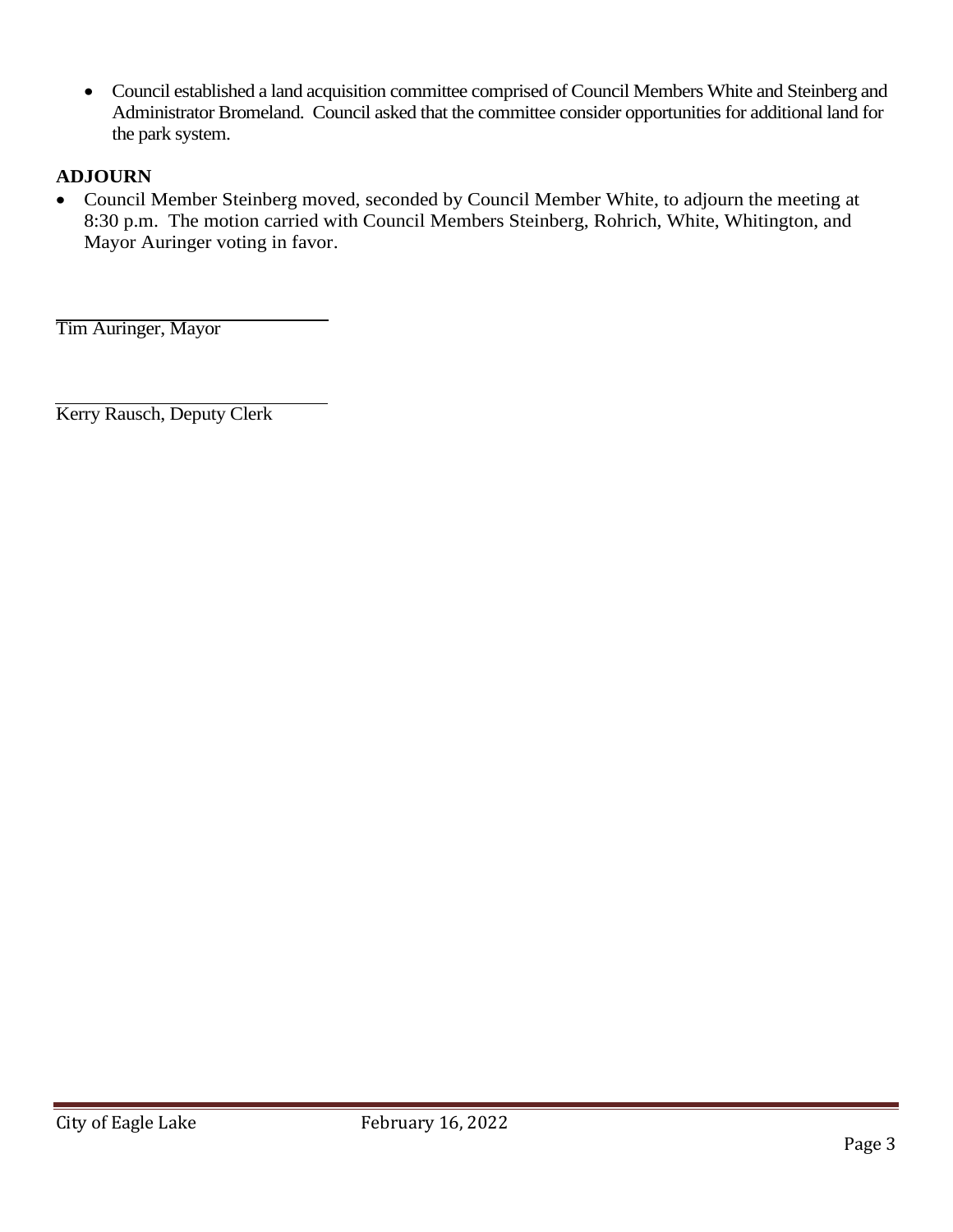- Council established a land acquisition committee comprised of Council Members White and Steinberg and Administrator Bromeland. Council asked that the committee consider opportunities for additional land for the park system.

**ADJOURN**

- Council Member Steinberg moved, seconded by Council Member White, to adjourn the meeting at 8:30 p.m. The motion carried with Council Members Steinberg, Rohrich, White, Whitington, and Mayor Auringer voting in favor.

Tim Auringer, Mayor

Kerry Rausch, Deputy Clerk